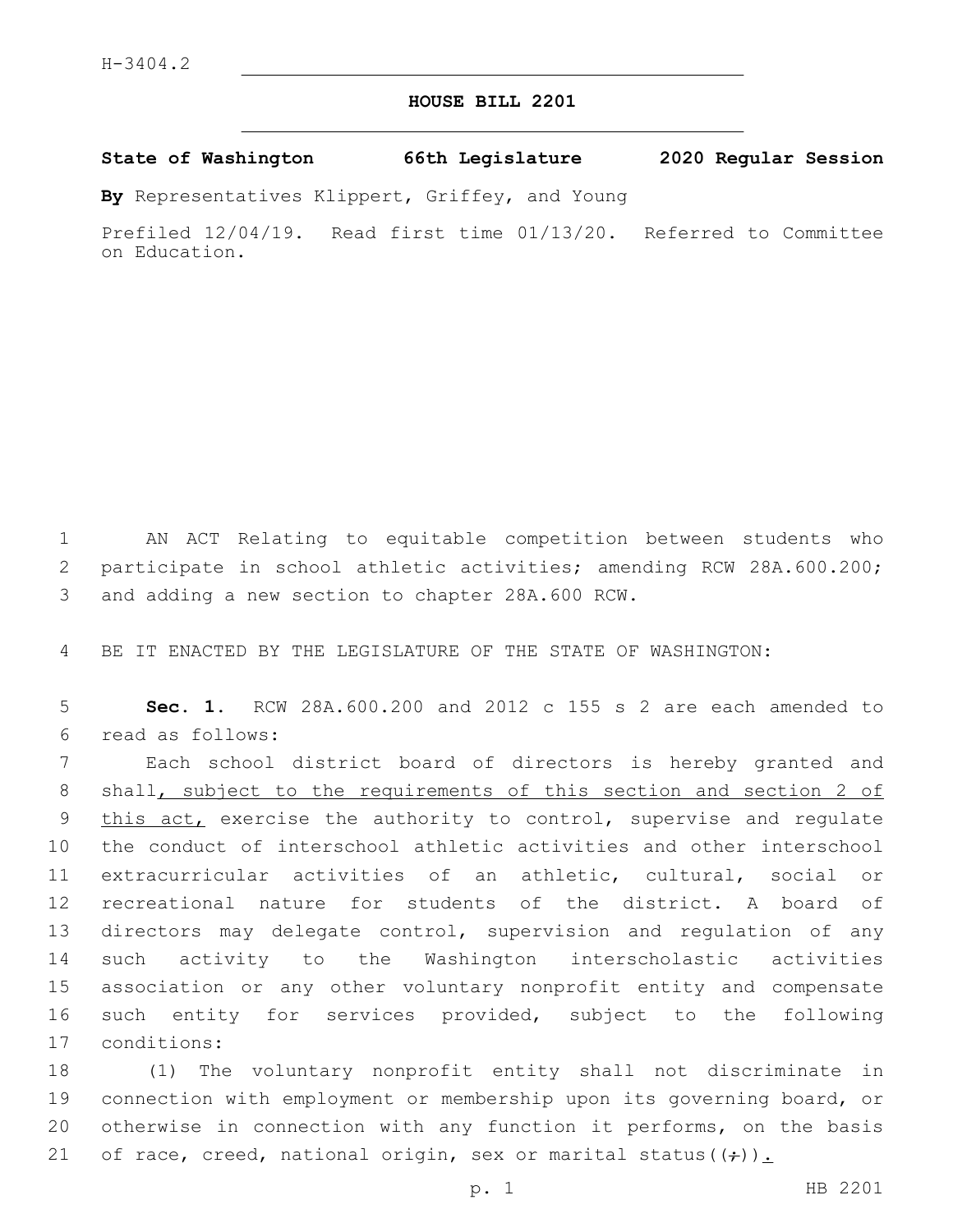H-3404.2

# HOUSE BILL 2201

**State of Washington 66th Legislature 2020 Regular Session**

**By** Representatives Klippert, Griffey, and Young

Prefiled 12/04/19. Read first time 01/13/20. Referred to Committee on Education.

AN ACT Relating to equitable competition between students who participate in school athletic activities; amending RCW 28A.600.200; and adding a new section to chapter 28A.600 RCW.

BE IT ENACTED BY THE LEGISLATURE OF THE STATE OF WASHINGTON:

**Sec. 1.** RCW 28A.600.200 and 2012 c 155 s 2 are each amended to read as follows:

Each school district board of directors is hereby granted and shall<u>, subject to the requirements of this section and section 2 of this act,</u> exercise the authority to control, supervise and regulate the conduct of interschool athletic activities and other interschool extracurricular activities of an athletic, cultural, social or recreational nature for students of the district. A board of directors may delegate control, supervision and regulation of any such activity to the Washington interscholastic activities association or any other voluntary nonprofit entity and compensate such entity for services provided, subject to the following conditions:

(1) The voluntary nonprofit entity shall not discriminate in connection with employment or membership upon its governing board, or otherwise in connection with any function it performs, on the basis of race, creed, national origin, sex or marital status((~~;~~))<u>.</u>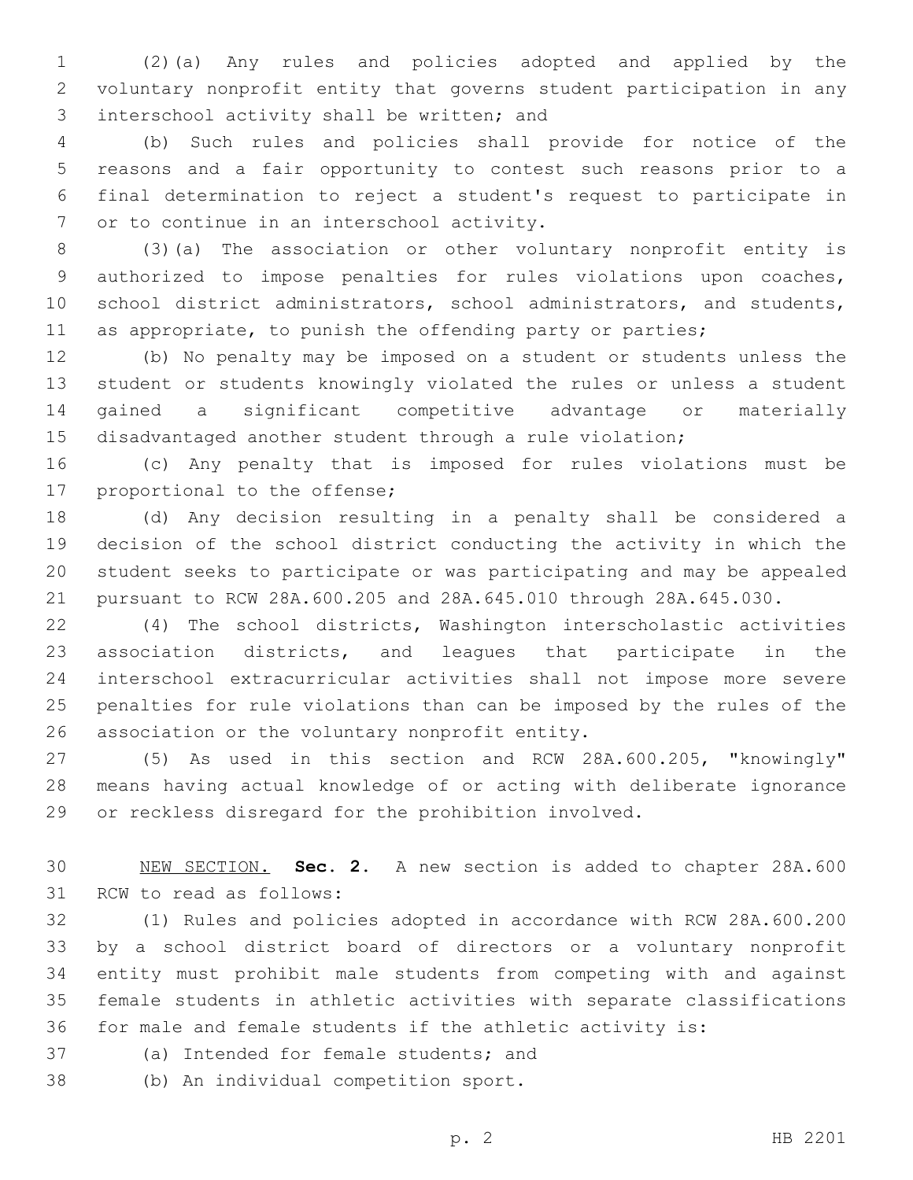(2)(a) Any rules and policies adopted and applied by the voluntary nonprofit entity that governs student participation in any interschool activity shall be written; and

(b) Such rules and policies shall provide for notice of the reasons and a fair opportunity to contest such reasons prior to a final determination to reject a student's request to participate in or to continue in an interschool activity.

(3)(a) The association or other voluntary nonprofit entity is authorized to impose penalties for rules violations upon coaches, school district administrators, school administrators, and students, as appropriate, to punish the offending party or parties;

(b) No penalty may be imposed on a student or students unless the student or students knowingly violated the rules or unless a student gained a significant competitive advantage or materially disadvantaged another student through a rule violation;

(c) Any penalty that is imposed for rules violations must be proportional to the offense;

(d) Any decision resulting in a penalty shall be considered a decision of the school district conducting the activity in which the student seeks to participate or was participating and may be appealed pursuant to RCW 28A.600.205 and 28A.645.010 through 28A.645.030.

(4) The school districts, Washington interscholastic activities association districts, and leagues that participate in the interschool extracurricular activities shall not impose more severe penalties for rule violations than can be imposed by the rules of the association or the voluntary nonprofit entity.

(5) As used in this section and RCW 28A.600.205, "knowingly" means having actual knowledge of or acting with deliberate ignorance or reckless disregard for the prohibition involved.

NEW SECTION. **Sec. 2.** A new section is added to chapter 28A.600 RCW to read as follows:

(1) Rules and policies adopted in accordance with RCW 28A.600.200 by a school district board of directors or a voluntary nonprofit entity must prohibit male students from competing with and against female students in athletic activities with separate classifications for male and female students if the athletic activity is:

(a) Intended for female students; and

(b) An individual competition sport.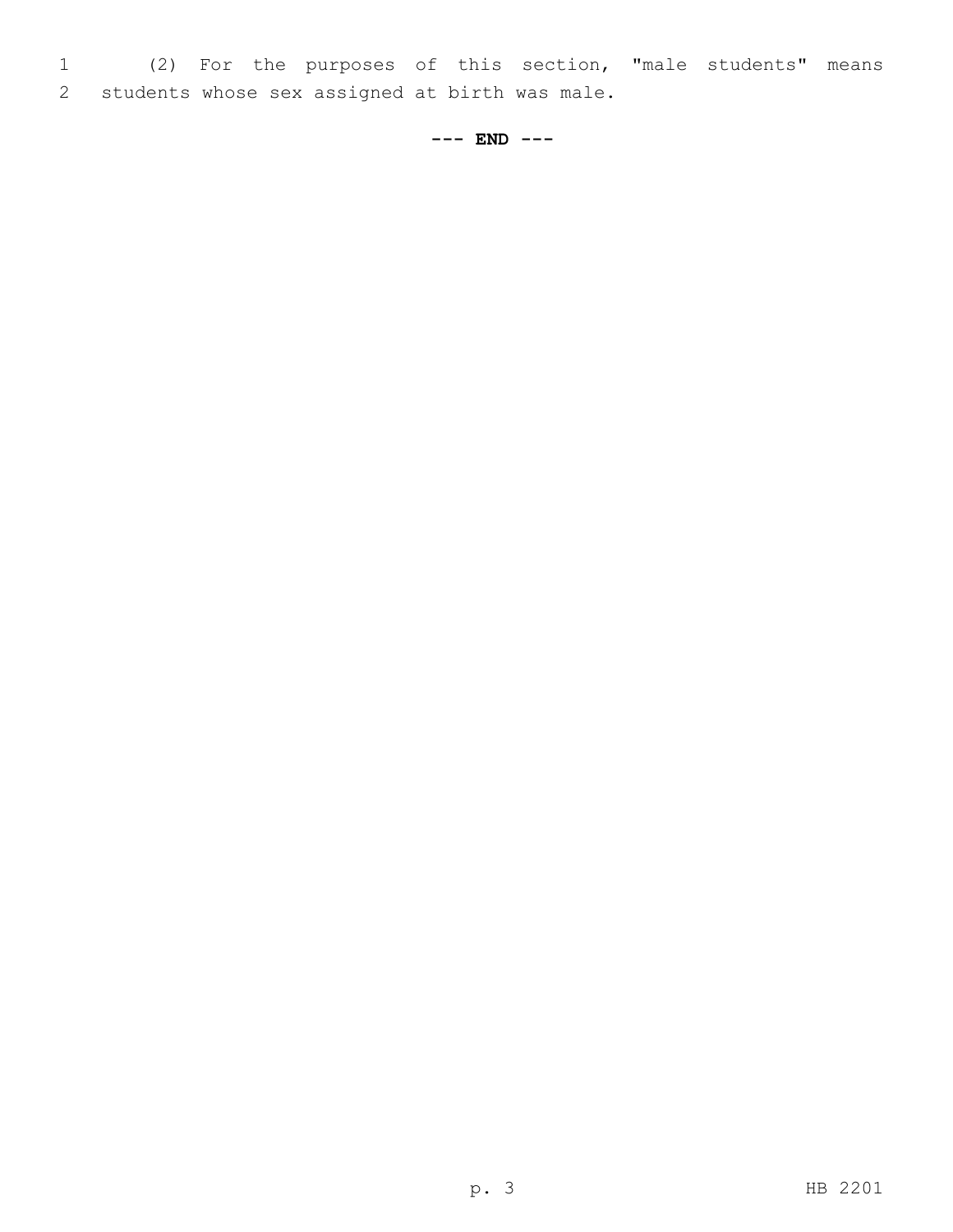(2) For the purposes of this section, "male students" means students whose sex assigned at birth was male.

**--- END ---**